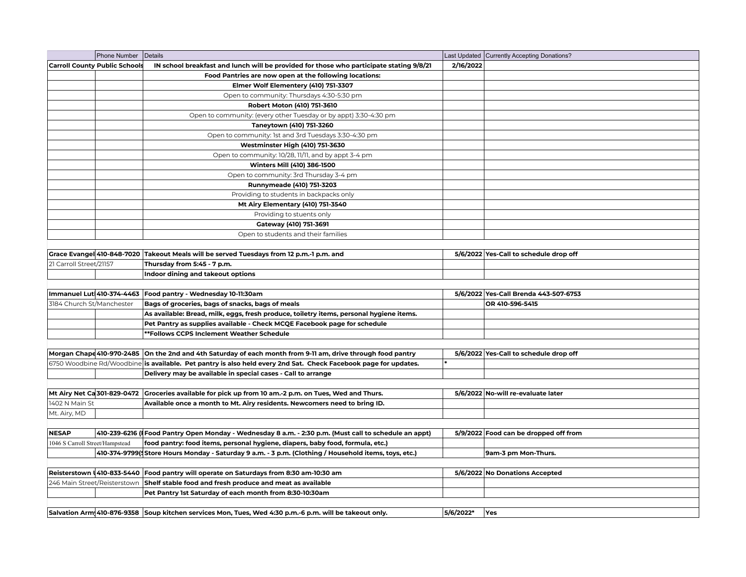| | Phone Number | Details | Last Updated | Currently Accepting Donations? |
|---|---|---|---|---|
| **Carroll County Public Schools** | | **IN school breakfast and lunch will be provided for those who participate stating 9/8/21** | **2/16/2022** | |
| | | **Food Pantries are now open at the following locations:** | | |
| | | **Elmer Wolf Elementery (410) 751-3307** | | |
| | | Open to community: Thursdays 4:30-5:30 pm | | |
| | | **Robert Moton (410) 751-3610** | | |
| | | Open to community: (every other Tuesday or by appt) 3:30-4:30 pm | | |
| | | **Taneytown (410) 751-3260** | | |
| | | Open to community: 1st and 3rd Tuesdays 3:30-4:30 pm | | |
| | | **Westminster High (410) 751-3630** | | |
| | | Open to community: 10/28, 11/11, and by appt 3-4 pm | | |
| | | **Winters Mill (410) 386-1500** | | |
| | | Open to community: 3rd Thursday 3-4 pm | | |
| | | **Runnymeade (410) 751-3203** | | |
| | | Providing to students in backpacks only | | |
| | | **Mt Airy Elementary (410) 751-3540** | | |
| | | Providing to stuents only | | |
| | | **Gateway (410) 751-3691** | | |
| | | Open to students and their families | | |
| | | | | |
| **Grace Evangel** | **410-848-7020** | **Takeout Meals will be served Tuesdays from 12 p.m.-1 p.m. and** | **5/6/2022** | **Yes-Call to schedule drop off** |
| 21 Carroll Street/21157 | | **Thursday from 5:45 - 7 p.m.** | | |
| | | **Indoor dining and takeout options** | | |
| | | | | |
| **Immanuel Lut** | **410-374-4463** | **Food pantry - Wednesday 10-11:30am** | **5/6/2022** | **Yes-Call Brenda 443-507-6753** |
| 3184 Church St/Manchester | | **Bags of groceries, bags of snacks, bags of meals** | | **OR 410-596-5415** |
| | | **As available: Bread, milk, eggs, fresh produce, toiletry items, personal hygiene items.** | | |
| | | **Pet Pantry as supplies available - Check MCQE Facebook page for schedule** | | |
| | | **\*\*Follows CCPS Inclement Weather Schedule** | | |
| | | | | |
| **Morgan Chape** | **410-970-2485** | **On the 2nd and 4th Saturday of each month from 9-11 am, drive through food pantry** | **5/6/2022** | **Yes-Call to schedule drop off** |
| 6750 Woodbine Rd/Woodbine | | **is available. Pet pantry is also held every 2nd Sat. Check Facebook page for updates.** | * | |
| | | **Delivery may be available in special cases - Call to arrange** | | |
| | | | | |
| **Mt Airy Net Ca** | **301-829-0472** | **Groceries available for pick up from 10 am.-2 p.m. on Tues, Wed and Thurs.** | **5/6/2022** | **No-will re-evaluate later** |
| 1402 N Main St | | **Available once a month to Mt. Airy residents. Newcomers need to bring ID.** | | |
| Mt. Airy, MD | | | | |
| | | | | |
| **NESAP** | **410-239-6216 (I** | **Food Pantry Open Monday - Wednesday 8 a.m. - 2:30 p.m. (Must call to schedule an appt)** | **5/9/2022** | **Food can be dropped off from** |
| 1046 S Carroll Street/Hampstead | | **food pantry: food items, personal hygiene, diapers, baby food, formula, etc.)** | | |
| | **410-374-9799(S** | **Store Hours Monday - Saturday 9 a.m. - 3 p.m. (Clothing / Household items, toys, etc.)** | | **9am-3 pm Mon-Thurs.** |
| | | | | |
| **Reisterstown** | **410-833-5440** | **Food pantry will operate on Saturdays from 8:30 am-10:30 am** | **5/6/2022** | **No Donations Accepted** |
| 246 Main Street/Reisterstown | | **Shelf stable food and fresh produce and meat as available** | | |
| | | **Pet Pantry 1st Saturday of each month from 8:30-10:30am** | | |
| | | | | |
| **Salvation Army** | **410-876-9358** | **Soup kitchen services Mon, Tues, Wed 4:30 p.m.-6 p.m. will be takeout only.** | **5/6/2022*** | **Yes** |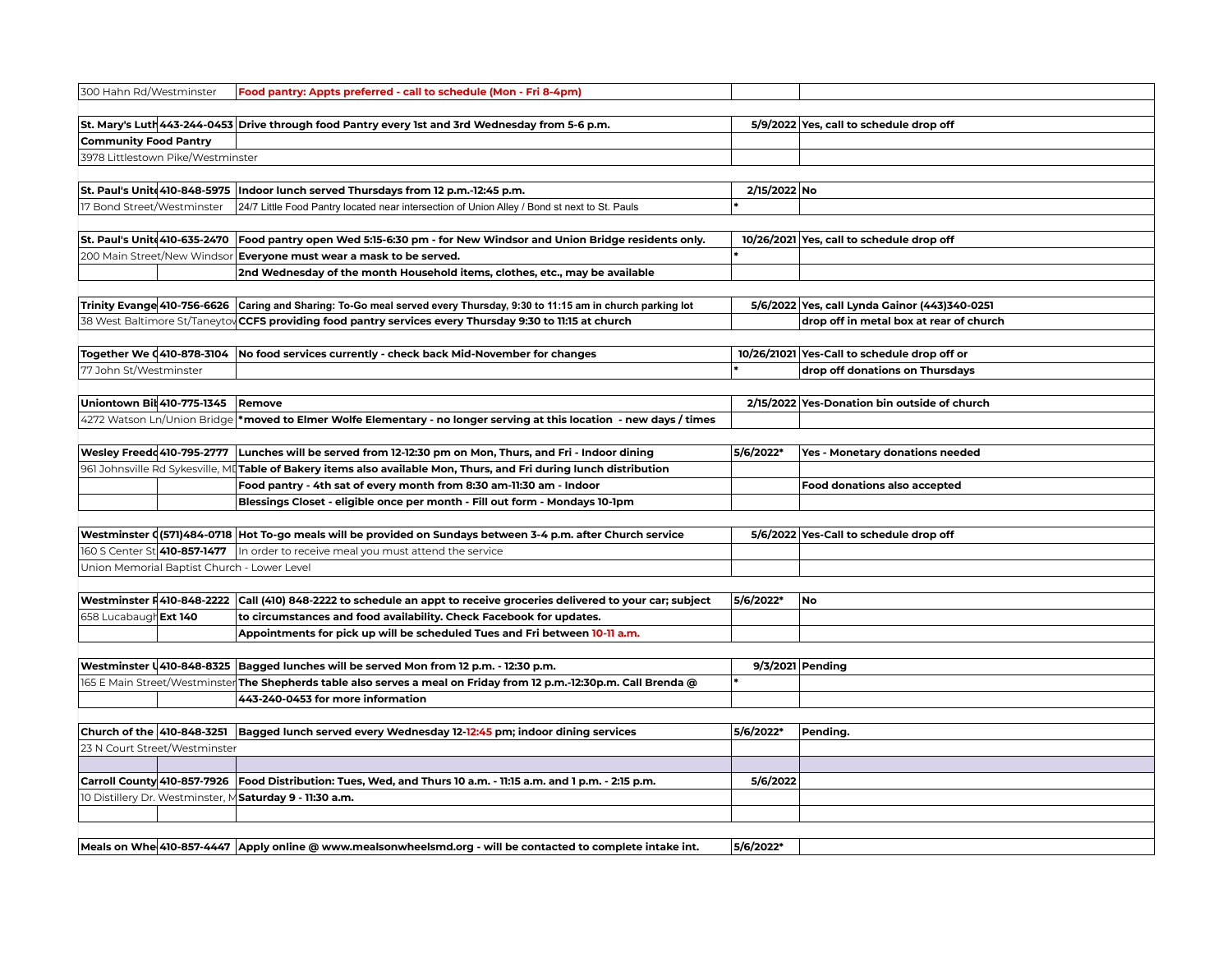| | | | | |
|---|---|---|---|---|
| 300 Hahn Rd/Westminster | | **Food pantry: Appts preferred - call to schedule (Mon - Fri 8-4pm)** | | |
| | | | | |
| **St. Mary's Luth** | **443-244-0453** | **Drive through food Pantry every 1st and 3rd Wednesday from 5-6 p.m.** | **5/9/2022** | **Yes, call to schedule drop off** |
| **Community Food Pantry** | | | | |
| 3978 Littlestown Pike/Westminster | | | | |
| | | | | |
| **St. Paul's Unite** | **410-848-5975** | **Indoor lunch served Thursdays from 12 p.m.-12:45 p.m.** | **2/15/2022** | **No** |
| 17 Bond Street/Westminster | | 24/7 Little Food Pantry located near intersection of Union Alley / Bond st next to St. Pauls | * | |
| | | | | |
| **St. Paul's Unite** | **410-635-2470** | **Food pantry open Wed 5:15-6:30 pm - for New Windsor and Union Bridge residents only.** | **10/26/2021** | **Yes, call to schedule drop off** |
| 200 Main Street/New Windsor | | **Everyone must wear a mask to be served.** | * | |
| | | **2nd Wednesday of the month Household items, clothes, etc., may be available** | | |
| | | | | |
| **Trinity Evange** | **410-756-6626** | **Caring and Sharing: To-Go meal served every Thursday, 9:30 to 11:15 am in church parking lot** | **5/6/2022** | **Yes, call Lynda Gainor (443)340-0251** |
| 38 West Baltimore St/Taneytov | | **CCFS providing food pantry services every Thursday 9:30 to 11:15 at church** | | **drop off in metal box at rear of church** |
| | | | | |
| **Together We C** | **410-878-3104** | **No food services currently - check back Mid-November for changes** | **10/26/21021** | **Yes-Call to schedule drop off or** |
| 77 John St/Westminster | | | * | **drop off donations on Thursdays** |
| | | | | |
| **Uniontown Bil** | **410-775-1345** | **Remove** | **2/15/2022** | **Yes-Donation bin outside of church** |
| 4272 Watson Ln/Union Bridge | | ***moved to Elmer Wolfe Elementary - no longer serving at this location - new days / times** | | |
| | | | | |
| **Wesley Freedo** | **410-795-2777** | **Lunches will be served from 12-12:30 pm on Mon, Thurs, and Fri - Indoor dining** | **5/6/2022*** | **Yes - Monetary donations needed** |
| 961 Johnsville Rd Sykesville, MD | | **Table of Bakery items also available Mon, Thurs, and Fri during lunch distribution** | | |
| | | **Food pantry - 4th sat of every month from 8:30 am-11:30 am - Indoor** | | **Food donations also accepted** |
| | | **Blessings Closet - eligible once per month - Fill out form - Mondays 10-1pm** | | |
| | | | | |
| **Westminster C** | **(571)484-0718** | **Hot To-go meals will be provided on Sundays between 3-4 p.m. after Church service** | **5/6/2022** | **Yes-Call to schedule drop off** |
| 160 S Center St | **410-857-1477** | In order to receive meal you must attend the service | | |
| Union Memorial Baptist Church - Lower Level | | | | |
| | | | | |
| **Westminster F** | **410-848-2222** | **Call (410) 848-2222 to schedule an appt to receive groceries delivered to your car; subject** | **5/6/2022*** | **No** |
| 658 Lucabaugh | **Ext 140** | **to circumstances and food availability. Check Facebook for updates.** | | |
| | | **Appointments for pick up will be scheduled Tues and Fri between 10-11 a.m.** | | |
| | | | | |
| **Westminster U** | **410-848-8325** | **Bagged lunches will be served Mon from 12 p.m. - 12:30 p.m.** | **9/3/2021** | **Pending** |
| 165 E Main Street/Westminster | | **The Shepherds table also serves a meal on Friday from 12 p.m.-12:30p.m. Call Brenda @** | * | |
| | | **443-240-0453 for more information** | | |
| | | | | |
| **Church of the** | **410-848-3251** | **Bagged lunch served every Wednesday 12-12:45 pm; indoor dining services** | **5/6/2022*** | **Pending.** |
| 23 N Court Street/Westminster | | | | |
| | | | | |
| **Carroll County** | **410-857-7926** | **Food Distribution: Tues, Wed, and Thurs 10 a.m. - 11:15 a.m. and 1 p.m. - 2:15 p.m.** | **5/6/2022** | |
| 10 Distillery Dr. Westminster, M | | **Saturday 9 - 11:30 a.m.** | | |
| | | | | |
| | | | | |
| **Meals on Whe** | **410-857-4447** | **Apply online @ www.mealsonwheelsmd.org - will be contacted to complete intake int.** | **5/6/2022*** | |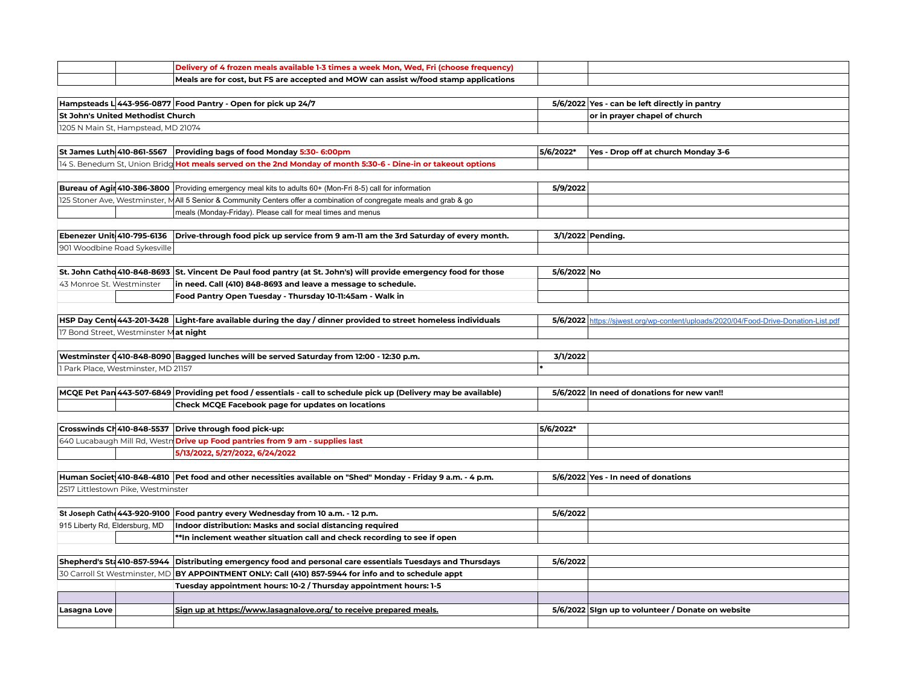| | | | | |
|---|---|---|---|---|
| | | Delivery of 4 frozen meals available 1-3 times a week Mon, Wed, Fri (choose frequency) | | |
| | | Meals are for cost, but FS are accepted and MOW can assist w/food stamp applications | | |
| | | | | |
| Hampsteads L | 443-956-0877 | Food Pantry - Open for pick up 24/7 | 5/6/2022 | Yes - can be left directly in pantry |
| St John's United Methodist Church | | | | or in prayer chapel of church |
| 1205 N Main St, Hampstead, MD 21074 | | | | |
| | | | | |
| St James Luth | 410-861-5567 | Providing bags of food Monday 5:30- 6:00pm | 5/6/2022* | Yes - Drop off at church Monday 3-6 |
| 14 S. Benedum St, Union Bridg | | Hot meals served on the 2nd Monday of month 5:30-6 - Dine-in or takeout options | | |
| | | | | |
| Bureau of Agi | 410-386-3800 | Providing emergency meal kits to adults 60+ (Mon-Fri 8-5) call for information | 5/9/2022 | |
| 125 Stoner Ave, Westminster, M | | All 5 Senior & Community Centers offer a combination of congregate meals and grab & go | | |
| | | meals (Monday-Friday). Please call for meal times and menus | | |
| | | | | |
| Ebenezer Unit | 410-795-6136 | Drive-through food pick up service from 9 am-11 am the 3rd Saturday of every month. | 3/1/2022 | Pending. |
| 901 Woodbine Road Sykesville | | | | |
| | | | | |
| St. John Catho | 410-848-8693 | St. Vincent De Paul food pantry (at St. John's) will provide emergency food for those | 5/6/2022 | No |
| 43 Monroe St. Westminster | | in need. Call (410) 848-8693 and leave a message to schedule. | | |
| | | Food Pantry Open Tuesday - Thursday 10-11:45am - Walk in | | |
| | | | | |
| HSP Day Cent | 443-201-3428 | Light-fare available during the day / dinner provided to street homeless individuals | 5/6/2022 | https://sjwest.org/wp-content/uploads/2020/04/Food-Drive-Donation-List.pdf |
| 17 Bond Street, Westminster M | | at night | | |
| | | | | |
| Westminster ( | 410-848-8090 | Bagged lunches will be served Saturday from 12:00 - 12:30 p.m. | 3/1/2022 | |
| 1 Park Place, Westminster, MD 21157 | | | * | |
| | | | | |
| MCQE Pet Pan | 443-507-6849 | Providing pet food / essentials - call to schedule pick up (Delivery may be available) | 5/6/2022 | In need of donations for new van!! |
| | | Check MCQE Facebook page for updates on locations | | |
| | | | | |
| Crosswinds Ch | 410-848-5537 | Drive through food pick-up: | 5/6/2022* | |
| 640 Lucabaugh Mill Rd, Westm | | Drive up Food pantries from 9 am - supplies last | | |
| | | 5/13/2022, 5/27/2022, 6/24/2022 | | |
| | | | | |
| Human Societ | 410-848-4810 | Pet food and other necessities available on "Shed" Monday - Friday 9 a.m. - 4 p.m. | 5/6/2022 | Yes - In need of donations |
| 2517 Littlestown Pike, Westminster | | | | |
| | | | | |
| St Joseph Cath | 443-920-9100 | Food pantry every Wednesday from 10 a.m. - 12 p.m. | 5/6/2022 | |
| 915 Liberty Rd, Eldersburg, MD | | Indoor distribution: Masks and social distancing required | | |
| | | **In inclement weather situation call and check recording to see if open | | |
| | | | | |
| Shepherd's St | 410-857-5944 | Distributing emergency food and personal care essentials Tuesdays and Thursdays | 5/6/2022 | |
| 30 Carroll St Westminster, MD | | BY APPOINTMENT ONLY: Call (410) 857-5944 for info and to schedule appt | | |
| | | Tuesday appointment hours: 10-2 / Thursday appointment hours: 1-5 | | |
| | | | | |
| Lasagna Love | | Sign up at https://www.lasagnalove.org/ to receive prepared meals. | 5/6/2022 | SIgn up to volunteer / Donate on website |
| | | | | |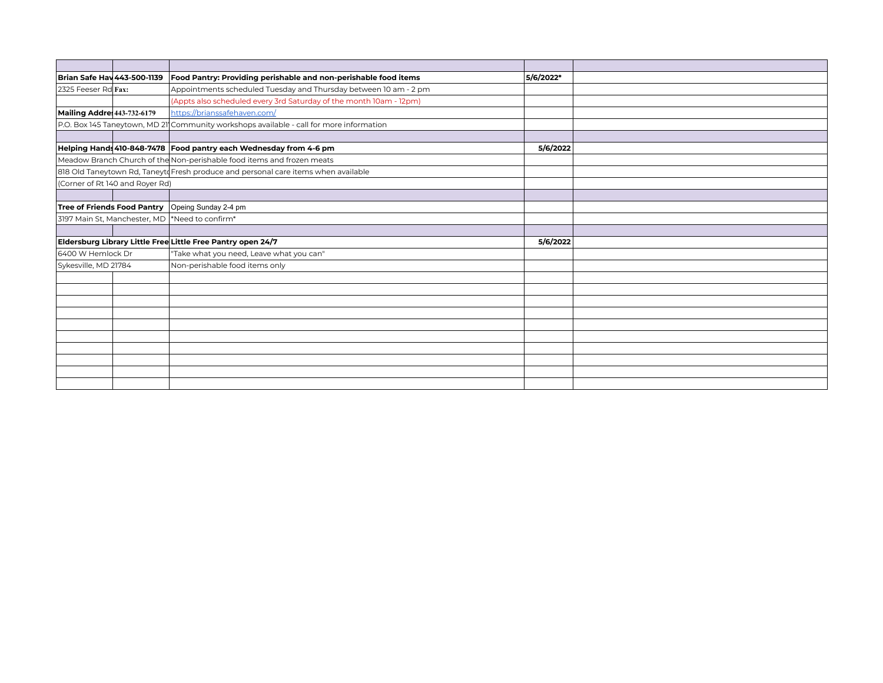| | | | | |
|---|---|---|---|---|
| | | | | |
| **Brian Safe Hav** | **443-500-1139** | **Food Pantry: Providing perishable and non-perishable food items** | **5/6/2022*** | |
| 2325 Feeser Rd | **Fax:** | Appointments scheduled Tuesday and Thursday between 10 am - 2 pm | | |
| | | (Appts also scheduled every 3rd Saturday of the month 10am - 12pm) | | |
| **Mailing Addre** | **443-732-6179** | https://brianssafehaven.com/ | | |
| P.O. Box 145 Taneytown, MD 21 | | Community workshops available - call for more information | | |
| | | | | |
| **Helping Hands** | **410-848-7478** | **Food pantry each Wednesday from 4-6 pm** | **5/6/2022** | |
| Meadow Branch Church of the | | Non-perishable food items and frozen meats | | |
| 818 Old Taneytown Rd, Taneyto | | Fresh produce and personal care items when available | | |
| (Corner of Rt 140 and Royer Rd) | | | | |
| | | | | |
| **Tree of Friends Food Pantry** | | Opeing Sunday 2-4 pm | | |
| 3197 Main St, Manchester, MD | | *Need to confirm* | | |
| | | | | |
| **Eldersburg Library Little Free** | | **Little Free Pantry open 24/7** | **5/6/2022** | |
| 6400 W Hemlock Dr | | "Take what you need, Leave what you can" | | |
| Sykesville, MD 21784 | | Non-perishable food items only | | |
| | | | | |
| | | | | |
| | | | | |
| | | | | |
| | | | | |
| | | | | |
| | | | | |
| | | | | |
| | | | | |
| | | | | |